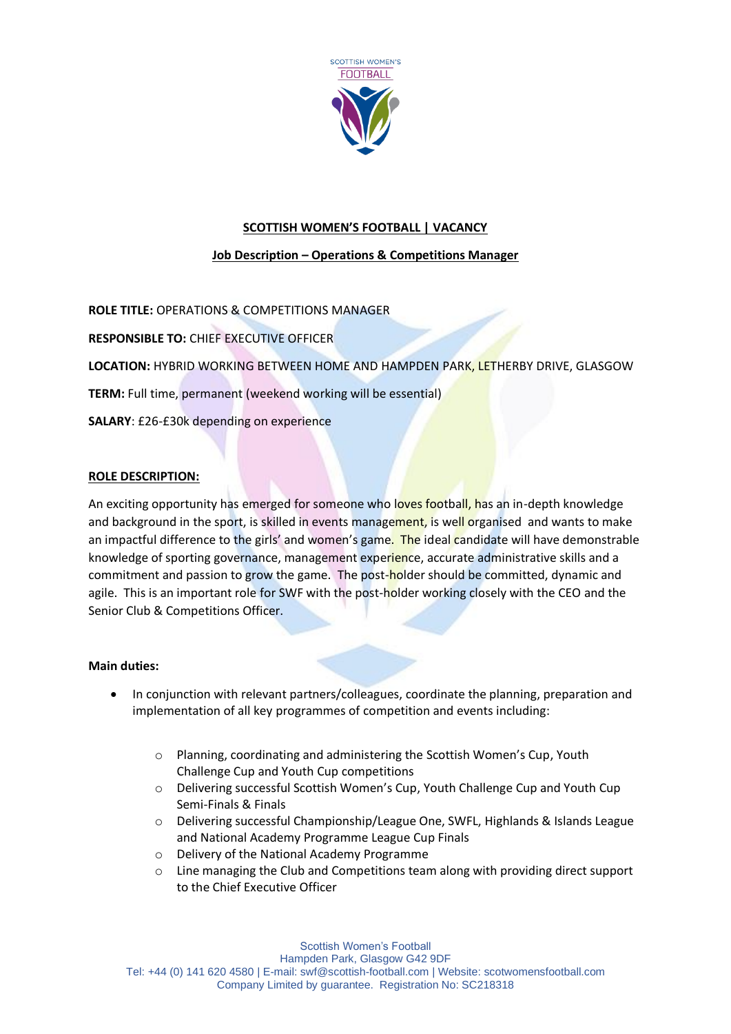## SCOTTISH WOMEN'S FOOTBALL | VACANCY

### Job Description – Operations & Competitions Manager

**ROLE TITLE:** OPERATIONS & COMPETITIONS MANAGER

**RESPONSIBLE TO:** CHIEF EXECUTIVE OFFICER

**LOCATION:** HYBRID WORKING BETWEEN HOME AND HAMPDEN PARK, LETHERBY DRIVE, GLASGOW

**TERM:** Full time, permanent (weekend working will be essential)

**SALARY**: £26-£30k depending on experience

**ROLE DESCRIPTION:**

An exciting opportunity has emerged for someone who loves football, has an in-depth knowledge and background in the sport, is skilled in events management, is well organised and wants to make an impactful difference to the girls' and women's game. The ideal candidate will have demonstrable knowledge of sporting governance, management experience, accurate administrative skills and a commitment and passion to grow the game. The post-holder should be committed, dynamic and agile. This is an important role for SWF with the post-holder working closely with the CEO and the Senior Club & Competitions Officer.

**Main duties:**

- In conjunction with relevant partners/colleagues, coordinate the planning, preparation and implementation of all key programmes of competition and events including:
    - Planning, coordinating and administering the Scottish Women's Cup, Youth Challenge Cup and Youth Cup competitions
    - Delivering successful Scottish Women's Cup, Youth Challenge Cup and Youth Cup Semi-Finals & Finals
    - Delivering successful Championship/League One, SWFL, Highlands & Islands League and National Academy Programme League Cup Finals
    - Delivery of the National Academy Programme
    - Line managing the Club and Competitions team along with providing direct support to the Chief Executive Officer

Scottish Women's Football
Hampden Park, Glasgow G42 9DF
Tel: +44 (0) 141 620 4580 | E-mail: swf@scottish-football.com | Website: scotwomensfootball.com
Company Limited by guarantee. Registration No: SC218318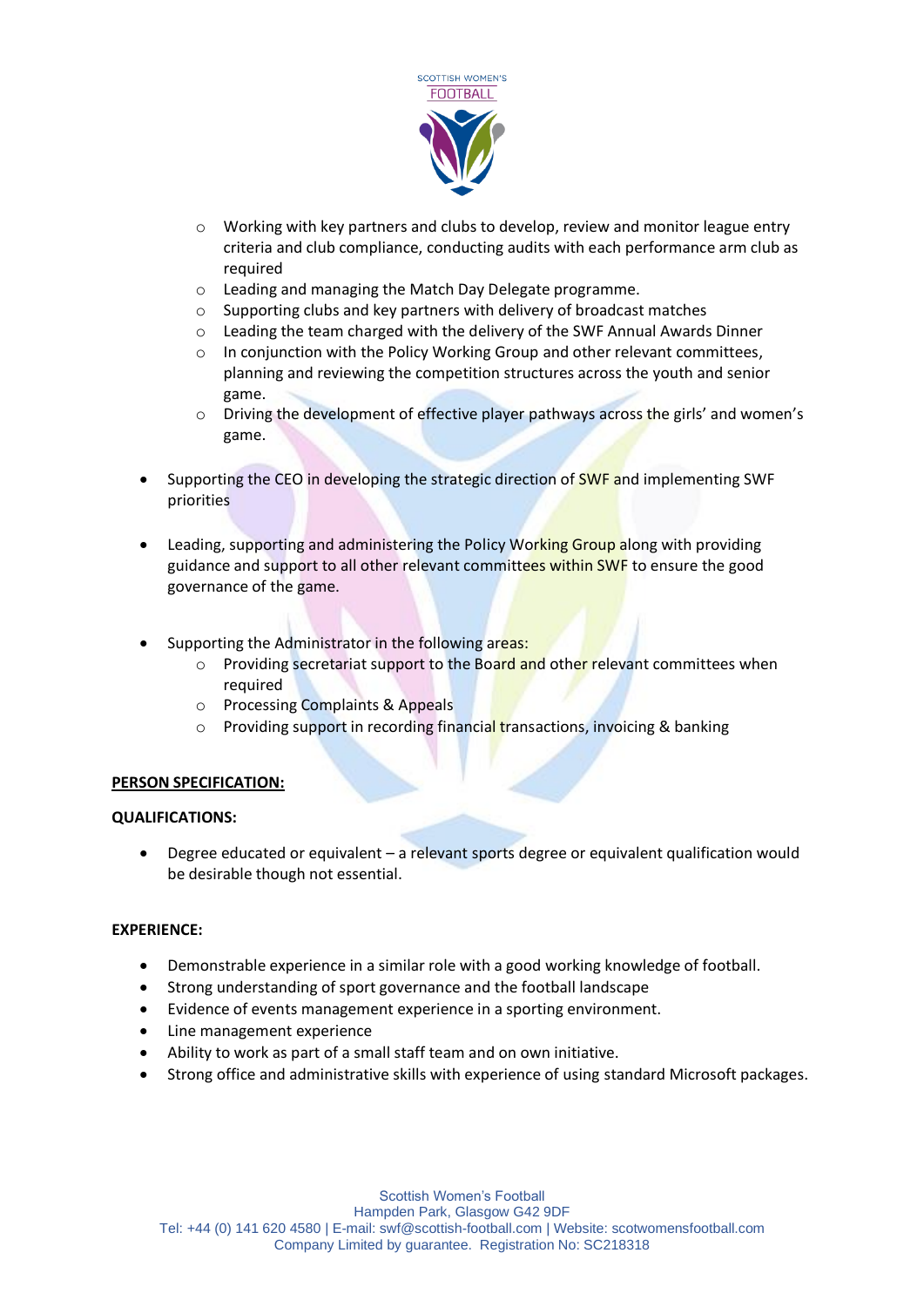- Working with key partners and clubs to develop, review and monitor league entry criteria and club compliance, conducting audits with each performance arm club as required
    - Leading and managing the Match Day Delegate programme.
    - Supporting clubs and key partners with delivery of broadcast matches
    - Leading the team charged with the delivery of the SWF Annual Awards Dinner
    - In conjunction with the Policy Working Group and other relevant committees, planning and reviewing the competition structures across the youth and senior game.
    - Driving the development of effective player pathways across the girls' and women's game.

- Supporting the CEO in developing the strategic direction of SWF and implementing SWF priorities

- Leading, supporting and administering the Policy Working Group along with providing guidance and support to all other relevant committees within SWF to ensure the good governance of the game.

- Supporting the Administrator in the following areas:
    - Providing secretariat support to the Board and other relevant committees when required
    - Processing Complaints & Appeals
    - Providing support in recording financial transactions, invoicing & banking

**PERSON SPECIFICATION:**

**QUALIFICATIONS:**

- Degree educated or equivalent – a relevant sports degree or equivalent qualification would be desirable though not essential.

**EXPERIENCE:**

- Demonstrable experience in a similar role with a good working knowledge of football.
- Strong understanding of sport governance and the football landscape
- Evidence of events management experience in a sporting environment.
- Line management experience
- Ability to work as part of a small staff team and on own initiative.
- Strong office and administrative skills with experience of using standard Microsoft packages.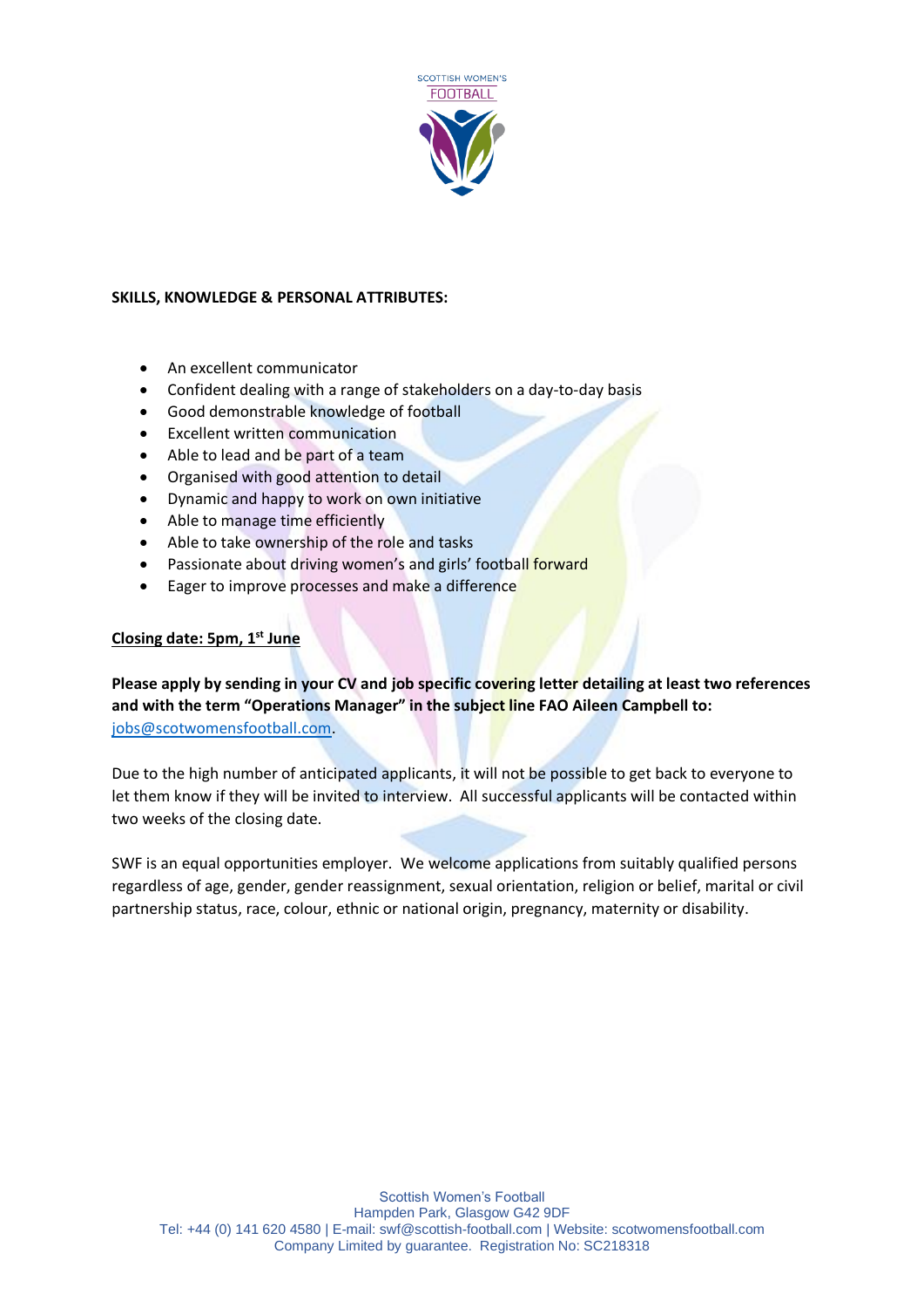**SKILLS, KNOWLEDGE & PERSONAL ATTRIBUTES:**

- An excellent communicator
- Confident dealing with a range of stakeholders on a day-to-day basis
- Good demonstrable knowledge of football
- Excellent written communication
- Able to lead and be part of a team
- Organised with good attention to detail
- Dynamic and happy to work on own initiative
- Able to manage time efficiently
- Able to take ownership of the role and tasks
- Passionate about driving women's and girls' football forward
- Eager to improve processes and make a difference

**Closing date: 5pm, 1st June**

**Please apply by sending in your CV and job specific covering letter detailing at least two references and with the term "Operations Manager" in the subject line FAO Aileen Campbell to:** jobs@scotwomensfootball.com.

Due to the high number of anticipated applicants, it will not be possible to get back to everyone to let them know if they will be invited to interview. All successful applicants will be contacted within two weeks of the closing date.

SWF is an equal opportunities employer. We welcome applications from suitably qualified persons regardless of age, gender, gender reassignment, sexual orientation, religion or belief, marital or civil partnership status, race, colour, ethnic or national origin, pregnancy, maternity or disability.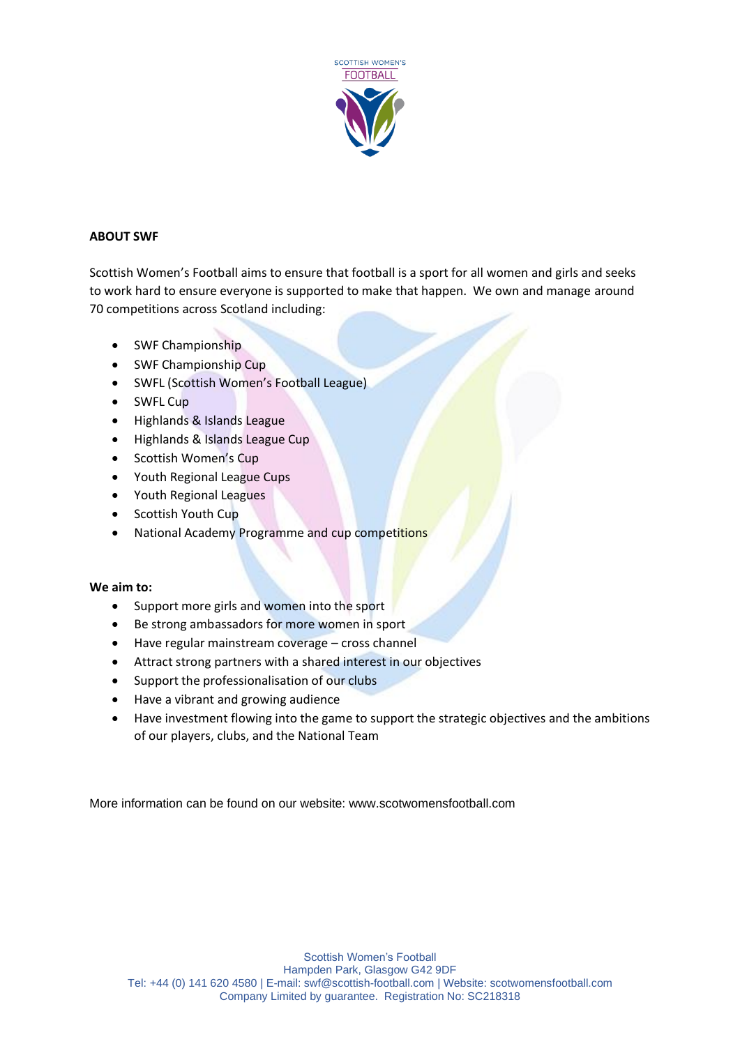**ABOUT SWF**

Scottish Women's Football aims to ensure that football is a sport for all women and girls and seeks to work hard to ensure everyone is supported to make that happen. We own and manage around 70 competitions across Scotland including:

- SWF Championship
- SWF Championship Cup
- SWFL (Scottish Women's Football League)
- SWFL Cup
- Highlands & Islands League
- Highlands & Islands League Cup
- Scottish Women's Cup
- Youth Regional League Cups
- Youth Regional Leagues
- Scottish Youth Cup
- National Academy Programme and cup competitions

**We aim to:**

- Support more girls and women into the sport
- Be strong ambassadors for more women in sport
- Have regular mainstream coverage – cross channel
- Attract strong partners with a shared interest in our objectives
- Support the professionalisation of our clubs
- Have a vibrant and growing audience
- Have investment flowing into the game to support the strategic objectives and the ambitions of our players, clubs, and the National Team

More information can be found on our website: www.scotwomensfootball.com